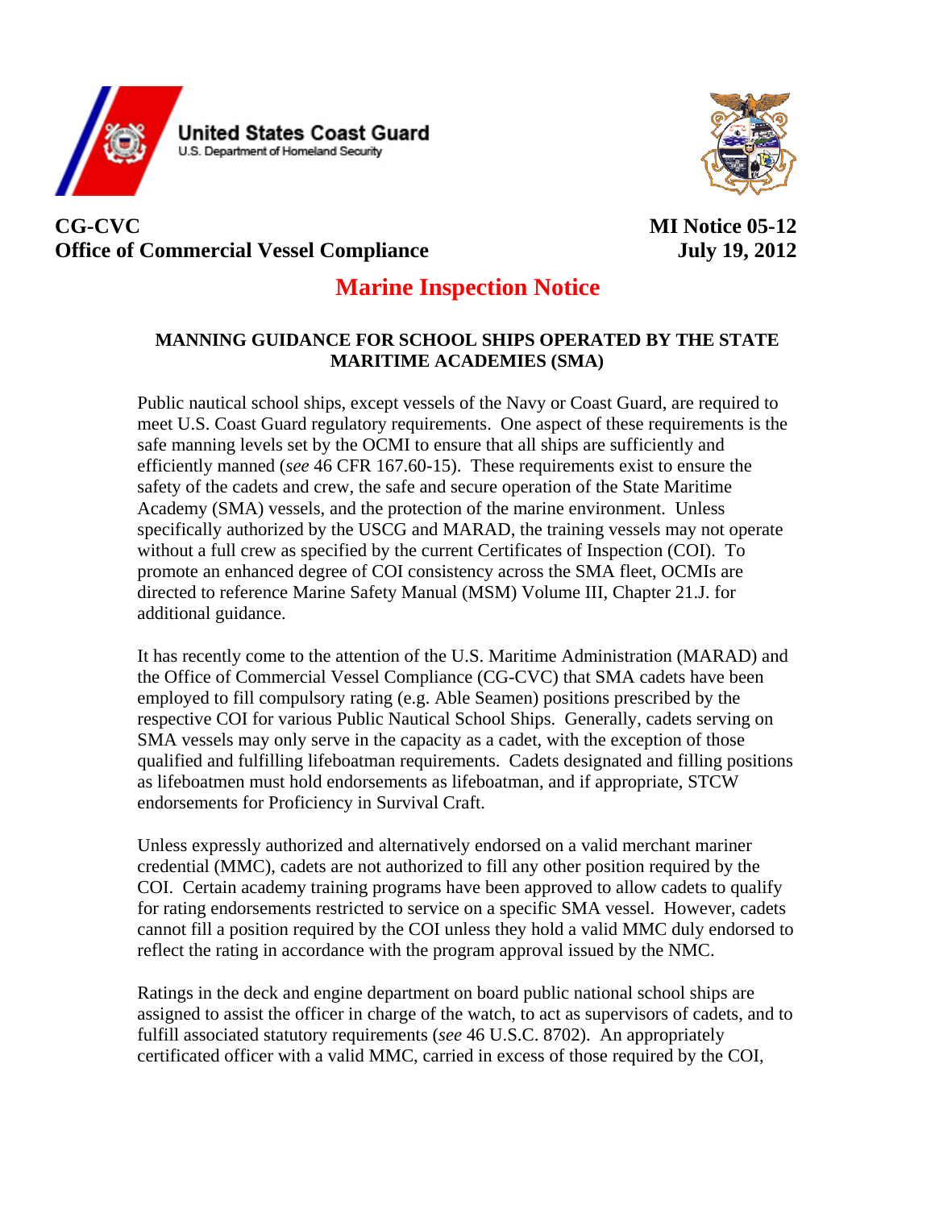**United States Coast Guard**
U.S. Department of Homeland Security

**CG-CVC**
**Office of Commercial Vessel Compliance**

**MI Notice 05-12**
**July 19, 2012**

# Marine Inspection Notice

## MANNING GUIDANCE FOR SCHOOL SHIPS OPERATED BY THE STATE MARITIME ACADEMIES (SMA)

Public nautical school ships, except vessels of the Navy or Coast Guard, are required to meet U.S. Coast Guard regulatory requirements. One aspect of these requirements is the safe manning levels set by the OCMI to ensure that all ships are sufficiently and efficiently manned (*see* 46 CFR 167.60-15). These requirements exist to ensure the safety of the cadets and crew, the safe and secure operation of the State Maritime Academy (SMA) vessels, and the protection of the marine environment. Unless specifically authorized by the USCG and MARAD, the training vessels may not operate without a full crew as specified by the current Certificates of Inspection (COI). To promote an enhanced degree of COI consistency across the SMA fleet, OCMIs are directed to reference Marine Safety Manual (MSM) Volume III, Chapter 21.J. for additional guidance.

It has recently come to the attention of the U.S. Maritime Administration (MARAD) and the Office of Commercial Vessel Compliance (CG-CVC) that SMA cadets have been employed to fill compulsory rating (e.g. Able Seamen) positions prescribed by the respective COI for various Public Nautical School Ships. Generally, cadets serving on SMA vessels may only serve in the capacity as a cadet, with the exception of those qualified and fulfilling lifeboatman requirements. Cadets designated and filling positions as lifeboatmen must hold endorsements as lifeboatman, and if appropriate, STCW endorsements for Proficiency in Survival Craft.

Unless expressly authorized and alternatively endorsed on a valid merchant mariner credential (MMC), cadets are not authorized to fill any other position required by the COI. Certain academy training programs have been approved to allow cadets to qualify for rating endorsements restricted to service on a specific SMA vessel. However, cadets cannot fill a position required by the COI unless they hold a valid MMC duly endorsed to reflect the rating in accordance with the program approval issued by the NMC.

Ratings in the deck and engine department on board public national school ships are assigned to assist the officer in charge of the watch, to act as supervisors of cadets, and to fulfill associated statutory requirements (*see* 46 U.S.C. 8702). An appropriately certificated officer with a valid MMC, carried in excess of those required by the COI,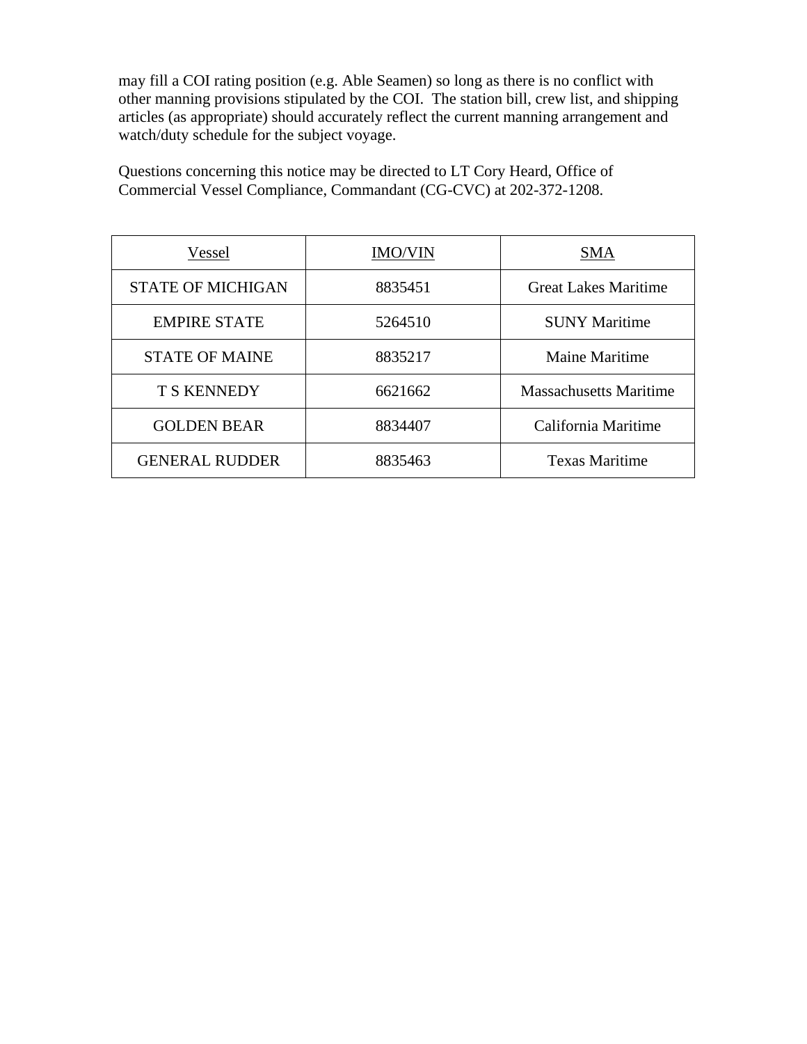may fill a COI rating position (e.g. Able Seamen) so long as there is no conflict with other manning provisions stipulated by the COI. The station bill, crew list, and shipping articles (as appropriate) should accurately reflect the current manning arrangement and watch/duty schedule for the subject voyage.

Questions concerning this notice may be directed to LT Cory Heard, Office of Commercial Vessel Compliance, Commandant (CG-CVC) at 202-372-1208.

| Vessel | IMO/VIN | SMA |
|---|---|---|
| STATE OF MICHIGAN | 8835451 | Great Lakes Maritime |
| EMPIRE STATE | 5264510 | SUNY Maritime |
| STATE OF MAINE | 8835217 | Maine Maritime |
| T S KENNEDY | 6621662 | Massachusetts Maritime |
| GOLDEN BEAR | 8834407 | California Maritime |
| GENERAL RUDDER | 8835463 | Texas Maritime |